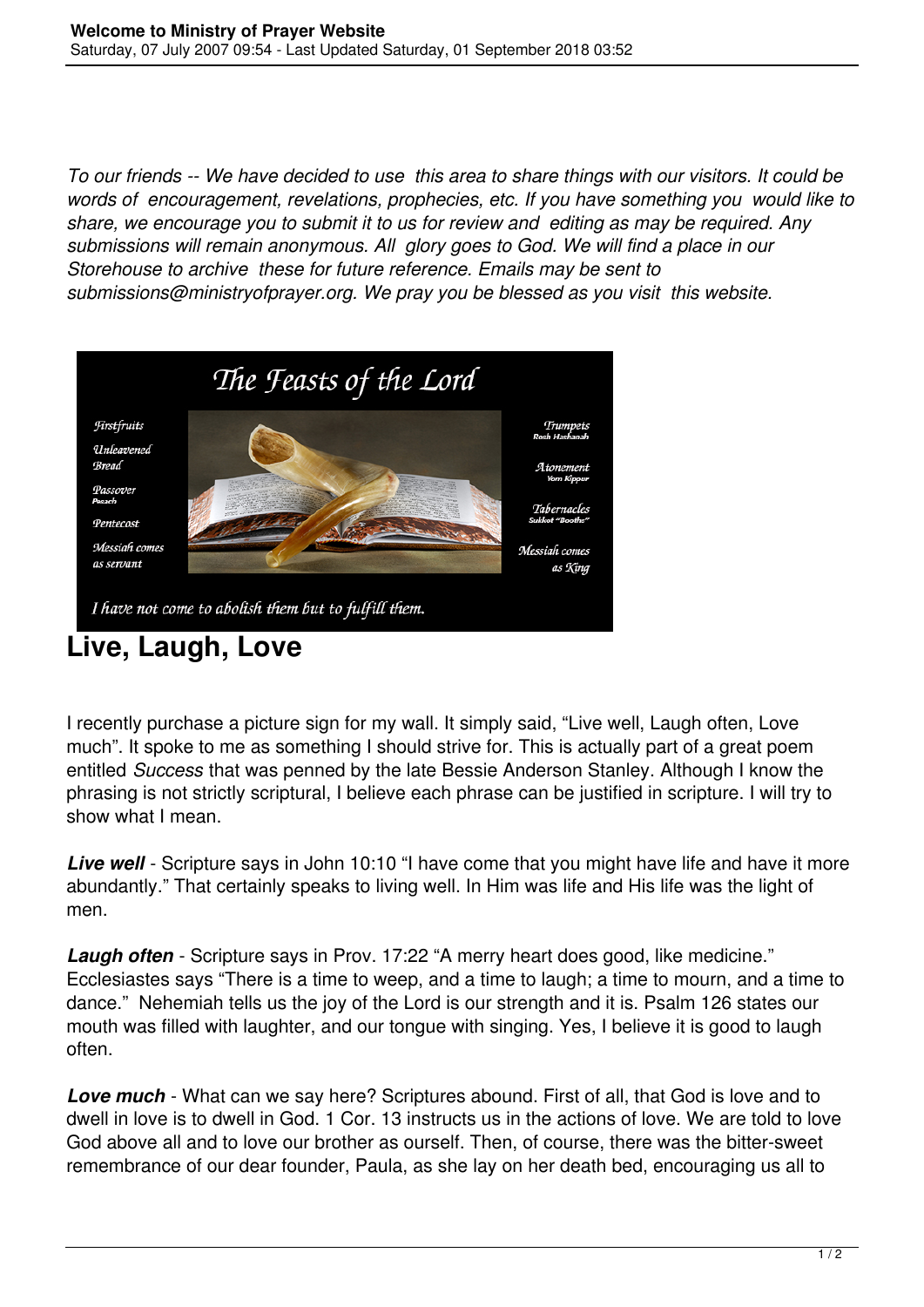*To our friends -- We have decided to use this area to share things with our visitors. It could be words of encouragement, revelations, prophecies, etc. If you have something you would like to share, we encourage you to submit it to us for review and editing as may be required. Any submissions will remain anonymous. All glory goes to God. We will find a place in our Storehouse to archive these for future reference. Emails may be sent to submissions@ministryofprayer.org. We pray you be blessed as you visit this website.*

# Live, Laugh, Love

I recently purchase a picture sign for my wall. It simply said, "Live well, Laugh often, Love much". It spoke to me as something I should strive for. This is actually part of a great poem entitled *Success* that was penned by the late Bessie Anderson Stanley. Although I know the phrasing is not strictly scriptural, I believe each phrase can be justified in scripture. I will try to show what I mean.

***Live well*** - Scripture says in John 10:10 "I have come that you might have life and have it more abundantly." That certainly speaks to living well. In Him was life and His life was the light of men.

***Laugh often*** - Scripture says in Prov. 17:22 "A merry heart does good, like medicine." Ecclesiastes says "There is a time to weep, and a time to laugh; a time to mourn, and a time to dance." Nehemiah tells us the joy of the Lord is our strength and it is. Psalm 126 states our mouth was filled with laughter, and our tongue with singing. Yes, I believe it is good to laugh often.

***Love much*** - What can we say here? Scriptures abound. First of all, that God is love and to dwell in love is to dwell in God. 1 Cor. 13 instructs us in the actions of love. We are told to love God above all and to love our brother as ourself. Then, of course, there was the bitter-sweet remembrance of our dear founder, Paula, as she lay on her death bed, encouraging us all to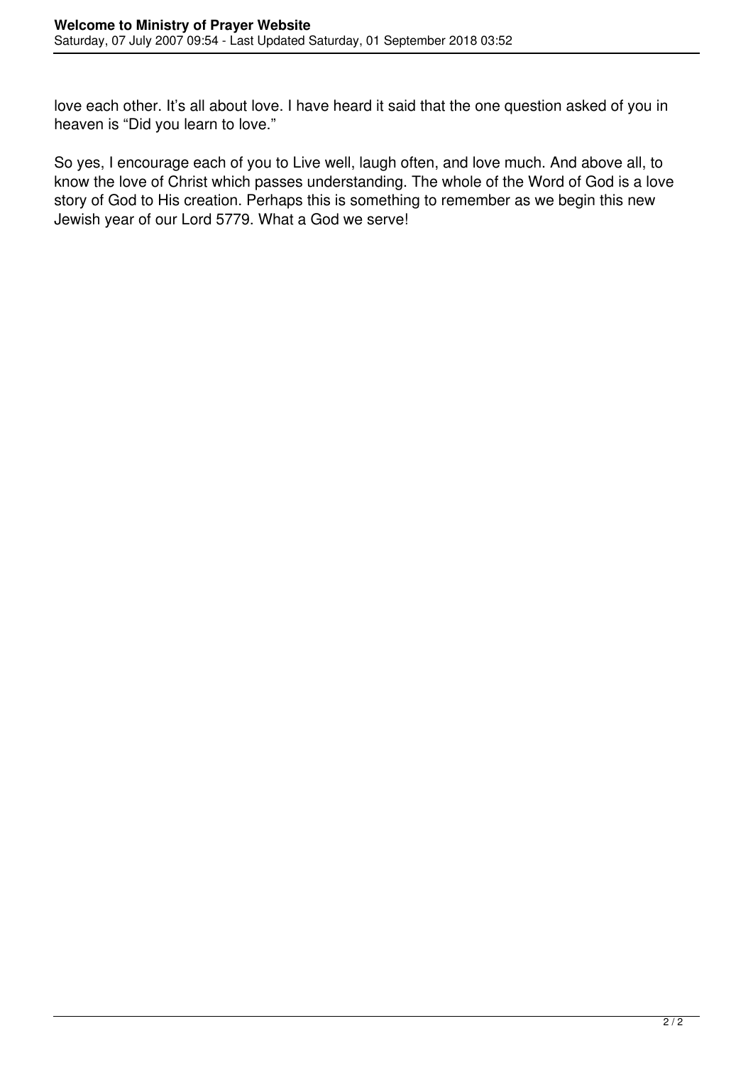love each other. It's all about love. I have heard it said that the one question asked of you in heaven is "Did you learn to love."

So yes, I encourage each of you to Live well, laugh often, and love much. And above all, to know the love of Christ which passes understanding. The whole of the Word of God is a love story of God to His creation. Perhaps this is something to remember as we begin this new Jewish year of our Lord 5779. What a God we serve!